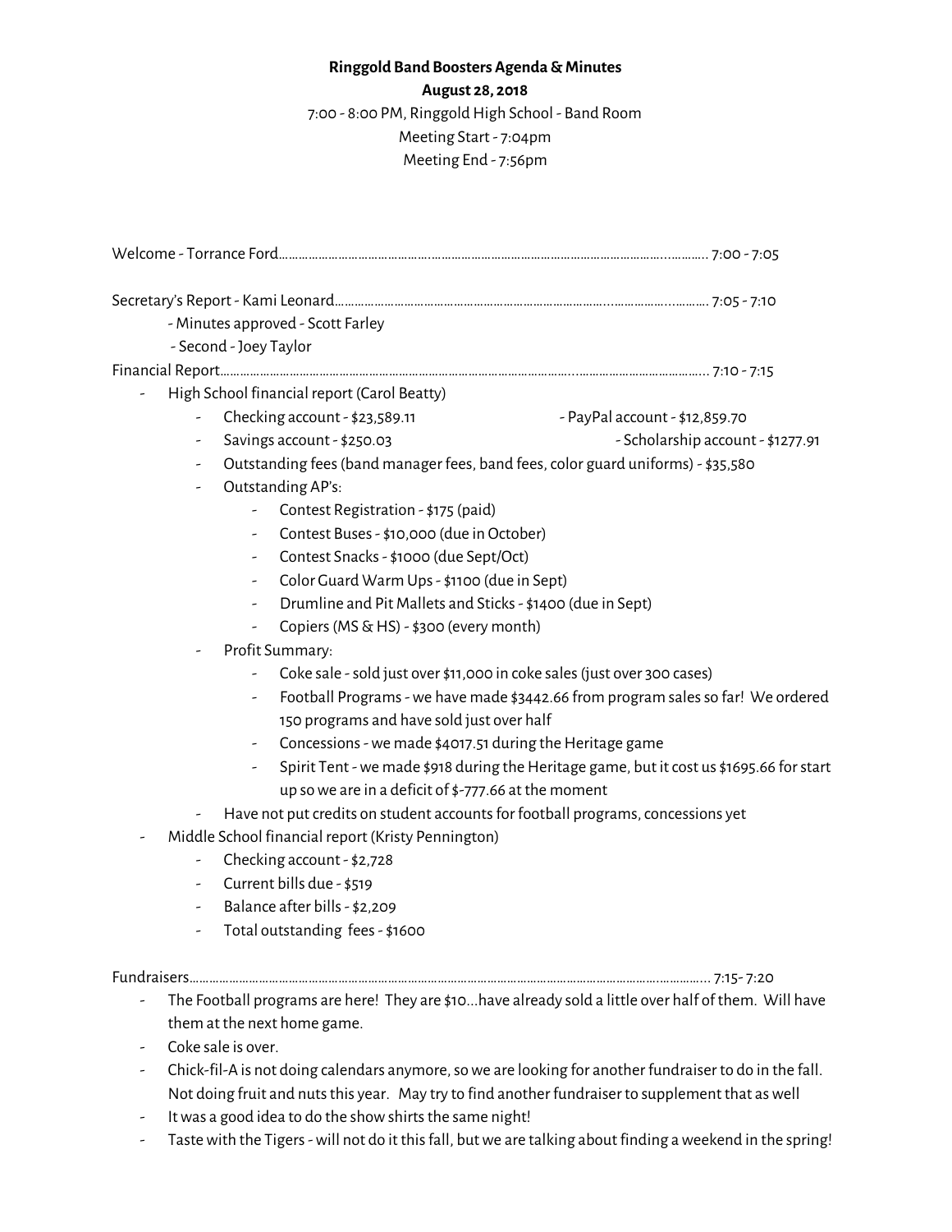**Ringgold Band Boosters Agenda & Minutes**

**August 28, 2018**

7:00 - 8:00 PM, Ringgold High School - Band Room

Meeting Start - 7:04pm

Meeting End - 7:56pm

Welcome - Torrance Ford………………………………………………………………………………………… 7:00 - 7:05

Secretary's Report - Kami Leonard………………………………………………………………………… 7:05 - 7:10

- Minutes approved - Scott Farley
- Second - Joey Taylor

Financial Report……………………………………………………………………………………………… 7:10 - 7:15

- High School financial report (Carol Beatty)
  - Checking account - $23,589.11
  - PayPal account - $12,859.70
  - Savings account - $250.03
  - Scholarship account - $1277.91
  - Outstanding fees (band manager fees, band fees, color guard uniforms) - $35,580
  - Outstanding AP's:
    - Contest Registration - $175 (paid)
    - Contest Buses - $10,000 (due in October)
    - Contest Snacks - $1000 (due Sept/Oct)
    - Color Guard Warm Ups - $1100 (due in Sept)
    - Drumline and Pit Mallets and Sticks - $1400 (due in Sept)
    - Copiers (MS & HS) - $300 (every month)
  - Profit Summary:
    - Coke sale - sold just over $11,000 in coke sales (just over 300 cases)
    - Football Programs - we have made $3442.66 from program sales so far! We ordered 150 programs and have sold just over half
    - Concessions - we made $4017.51 during the Heritage game
    - Spirit Tent - we made $918 during the Heritage game, but it cost us $1695.66 for start up so we are in a deficit of $-777.66 at the moment
  - Have not put credits on student accounts for football programs, concessions yet
- Middle School financial report (Kristy Pennington)
  - Checking account - $2,728
  - Current bills due - $519
  - Balance after bills - $2,209
  - Total outstanding fees - $1600

Fundraisers……………………………………………………………………………………………………… 7:15- 7:20

- The Football programs are here! They are $10...have already sold a little over half of them. Will have them at the next home game.
- Coke sale is over.
- Chick-fil-A is not doing calendars anymore, so we are looking for another fundraiser to do in the fall. Not doing fruit and nuts this year. May try to find another fundraiser to supplement that as well
- It was a good idea to do the show shirts the same night!
- Taste with the Tigers - will not do it this fall, but we are talking about finding a weekend in the spring!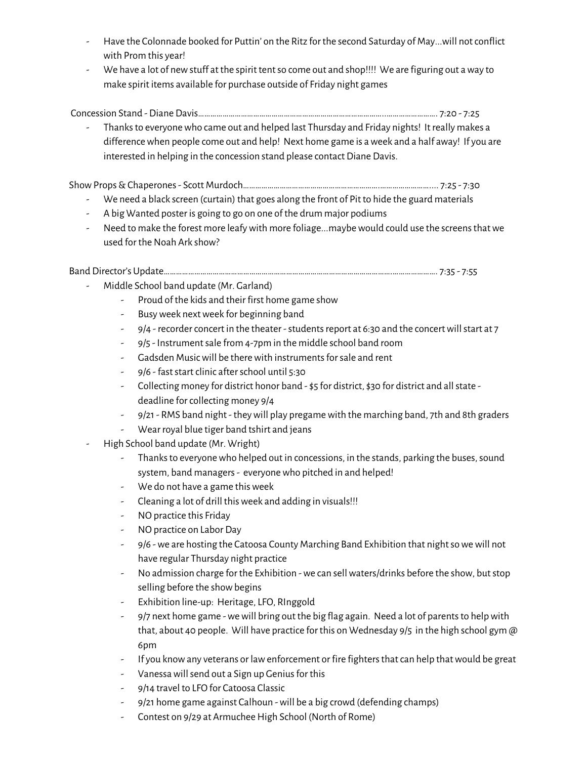- Have the Colonnade booked for Puttin' on the Ritz for the second Saturday of May…will not conflict with Prom this year!
- We have a lot of new stuff at the spirit tent so come out and shop!!!! We are figuring out a way to make spirit items available for purchase outside of Friday night games

Concession Stand - Diane Davis………………………………………………………………………………………………… 7:20 - 7:25

- Thanks to everyone who came out and helped last Thursday and Friday nights! It really makes a difference when people come out and help! Next home game is a week and a half away! If you are interested in helping in the concession stand please contact Diane Davis.

Show Props & Chaperones - Scott Murdoch…………………………………………………………………………………. 7:25 - 7:30

- We need a black screen (curtain) that goes along the front of Pit to hide the guard materials
- A big Wanted poster is going to go on one of the drum major podiums
- Need to make the forest more leafy with more foliage…maybe would could use the screens that we used for the Noah Ark show?

Band Director's Update………………………………………………………………………………………………………………… 7:35 - 7:55

- Middle School band update (Mr. Garland)
  - Proud of the kids and their first home game show
  - Busy week next week for beginning band
  - 9/4 - recorder concert in the theater - students report at 6:30 and the concert will start at 7
  - 9/5 - Instrument sale from 4-7pm in the middle school band room
  - Gadsden Music will be there with instruments for sale and rent
  - 9/6 - fast start clinic after school until 5:30
  - Collecting money for district honor band - $5 for district, $30 for district and all state - deadline for collecting money 9/4
  - 9/21 - RMS band night - they will play pregame with the marching band, 7th and 8th graders
  - Wear royal blue tiger band tshirt and jeans
- High School band update (Mr. Wright)
  - Thanks to everyone who helped out in concessions, in the stands, parking the buses, sound system, band managers - everyone who pitched in and helped!
  - We do not have a game this week
  - Cleaning a lot of drill this week and adding in visuals!!!
  - NO practice this Friday
  - NO practice on Labor Day
  - 9/6 - we are hosting the Catoosa County Marching Band Exhibition that night so we will not have regular Thursday night practice
  - No admission charge for the Exhibition - we can sell waters/drinks before the show, but stop selling before the show begins
  - Exhibition line-up: Heritage, LFO, RInggold
  - 9/7 next home game - we will bring out the big flag again. Need a lot of parents to help with that, about 40 people. Will have practice for this on Wednesday 9/5 in the high school gym @ 6pm
  - If you know any veterans or law enforcement or fire fighters that can help that would be great
  - Vanessa will send out a Sign up Genius for this
  - 9/14 travel to LFO for Catoosa Classic
  - 9/21 home game against Calhoun - will be a big crowd (defending champs)
  - Contest on 9/29 at Armuchee High School (North of Rome)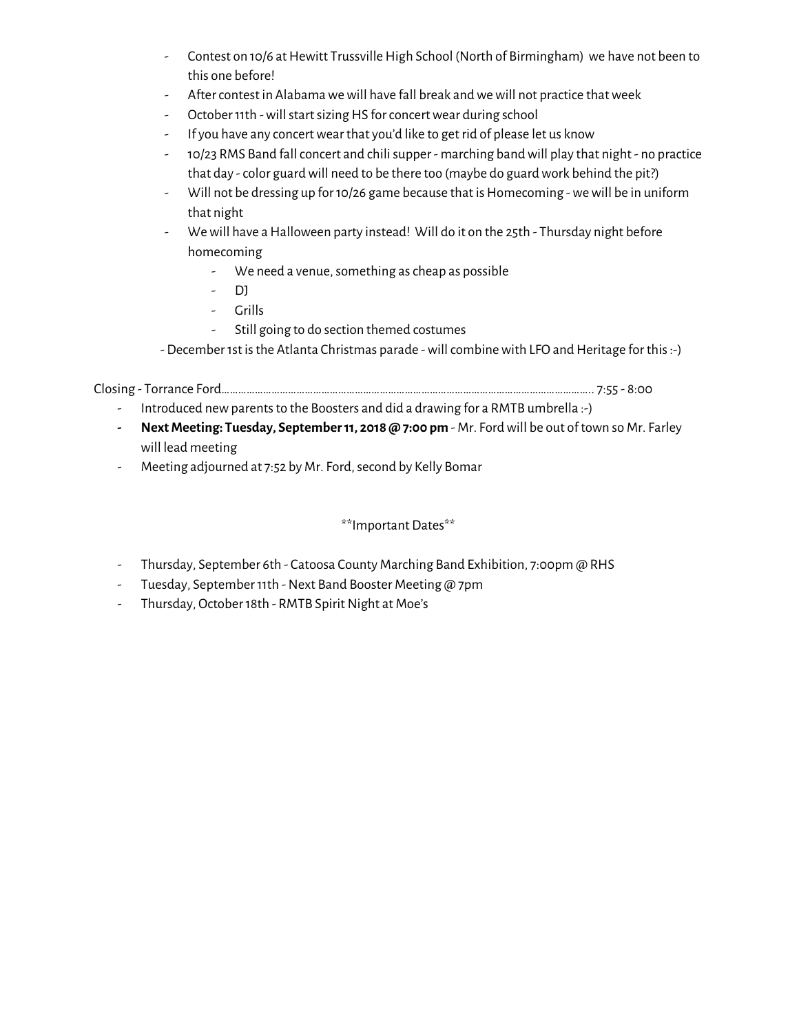- Contest on 10/6 at Hewitt Trussville High School (North of Birmingham) we have not been to this one before!
- After contest in Alabama we will have fall break and we will not practice that week
- October 11th - will start sizing HS for concert wear during school
- If you have any concert wear that you'd like to get rid of please let us know
- 10/23 RMS Band fall concert and chili supper - marching band will play that night - no practice that day - color guard will need to be there too (maybe do guard work behind the pit?)
- Will not be dressing up for 10/26 game because that is Homecoming - we will be in uniform that night
- We will have a Halloween party instead! Will do it on the 25th - Thursday night before homecoming
    - We need a venue, something as cheap as possible
    - DJ
    - Grills
    - Still going to do section themed costumes
- December 1st is the Atlanta Christmas parade - will combine with LFO and Heritage for this :-)

Closing - Torrance Ford………………………………………………………………………………………………………… 7:55 - 8:00

- Introduced new parents to the Boosters and did a drawing for a RMTB umbrella :-)
- **Next Meeting: Tuesday, September 11, 2018 @ 7:00 pm** - Mr. Ford will be out of town so Mr. Farley will lead meeting
- Meeting adjourned at 7:52 by Mr. Ford, second by Kelly Bomar

\*\*Important Dates\*\*

- Thursday, September 6th - Catoosa County Marching Band Exhibition, 7:00pm @ RHS
- Tuesday, September 11th - Next Band Booster Meeting @ 7pm
- Thursday, October 18th - RMTB Spirit Night at Moe's